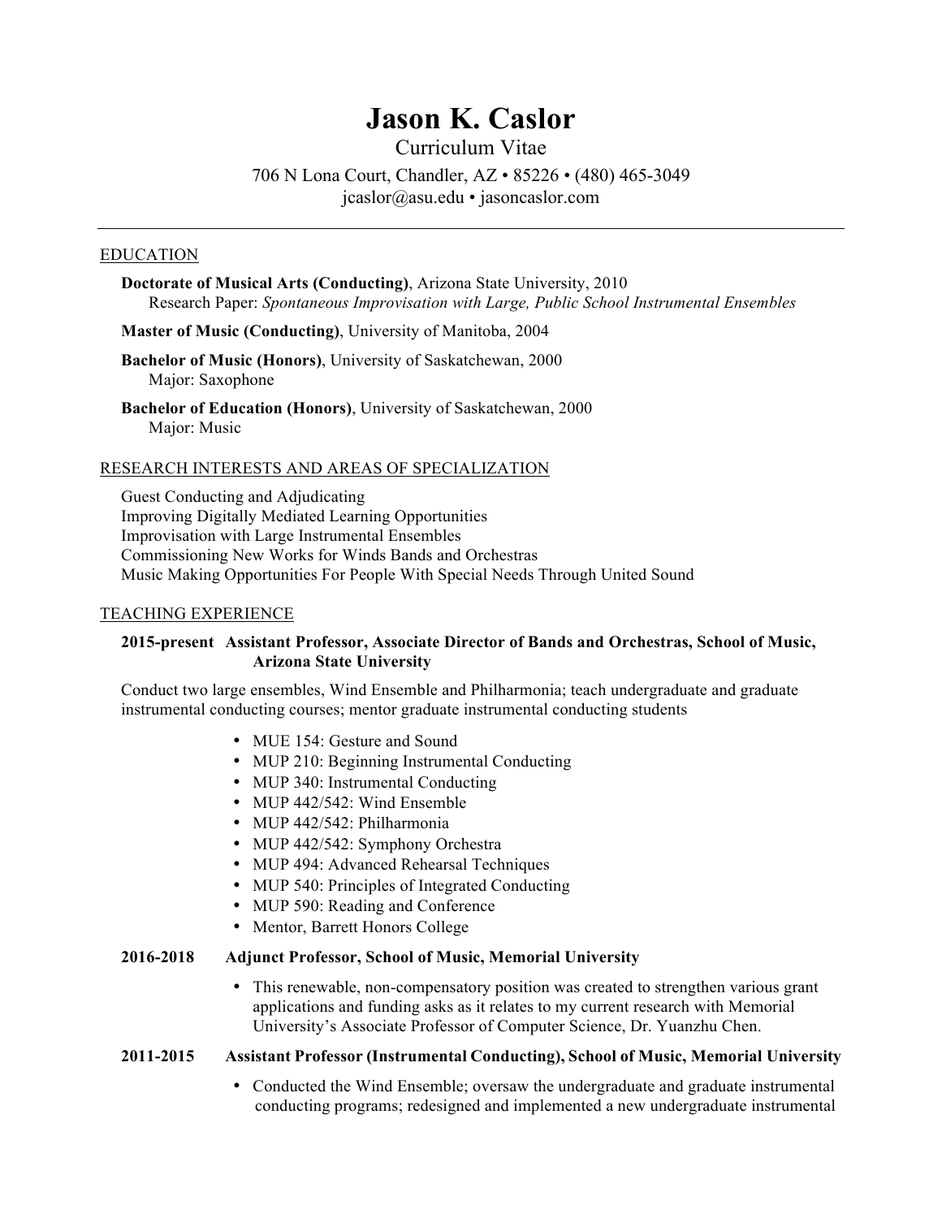# Jason K. Caslor

Curriculum Vitae

706 N Lona Court, Chandler, AZ • 85226 • (480) 465-3049
jcaslor@asu.edu • jasoncaslor.com

---

## EDUCATION

**Doctorate of Musical Arts (Conducting)**, Arizona State University, 2010
Research Paper: *Spontaneous Improvisation with Large, Public School Instrumental Ensembles*

**Master of Music (Conducting)**, University of Manitoba, 2004

**Bachelor of Music (Honors)**, University of Saskatchewan, 2000
Major: Saxophone

**Bachelor of Education (Honors)**, University of Saskatchewan, 2000
Major: Music

## RESEARCH INTERESTS AND AREAS OF SPECIALIZATION

Guest Conducting and Adjudicating
Improving Digitally Mediated Learning Opportunities
Improvisation with Large Instrumental Ensembles
Commissioning New Works for Winds Bands and Orchestras
Music Making Opportunities For People With Special Needs Through United Sound

## TEACHING EXPERIENCE

**2015-present Assistant Professor, Associate Director of Bands and Orchestras, School of Music, Arizona State University**

Conduct two large ensembles, Wind Ensemble and Philharmonia; teach undergraduate and graduate instrumental conducting courses; mentor graduate instrumental conducting students

- MUE 154: Gesture and Sound
- MUP 210: Beginning Instrumental Conducting
- MUP 340: Instrumental Conducting
- MUP 442/542: Wind Ensemble
- MUP 442/542: Philharmonia
- MUP 442/542: Symphony Orchestra
- MUP 494: Advanced Rehearsal Techniques
- MUP 540: Principles of Integrated Conducting
- MUP 590: Reading and Conference
- Mentor, Barrett Honors College

**2016-2018 Adjunct Professor, School of Music, Memorial University**

- This renewable, non-compensatory position was created to strengthen various grant applications and funding asks as it relates to my current research with Memorial University's Associate Professor of Computer Science, Dr. Yuanzhu Chen.

**2011-2015 Assistant Professor (Instrumental Conducting), School of Music, Memorial University**

- Conducted the Wind Ensemble; oversaw the undergraduate and graduate instrumental conducting programs; redesigned and implemented a new undergraduate instrumental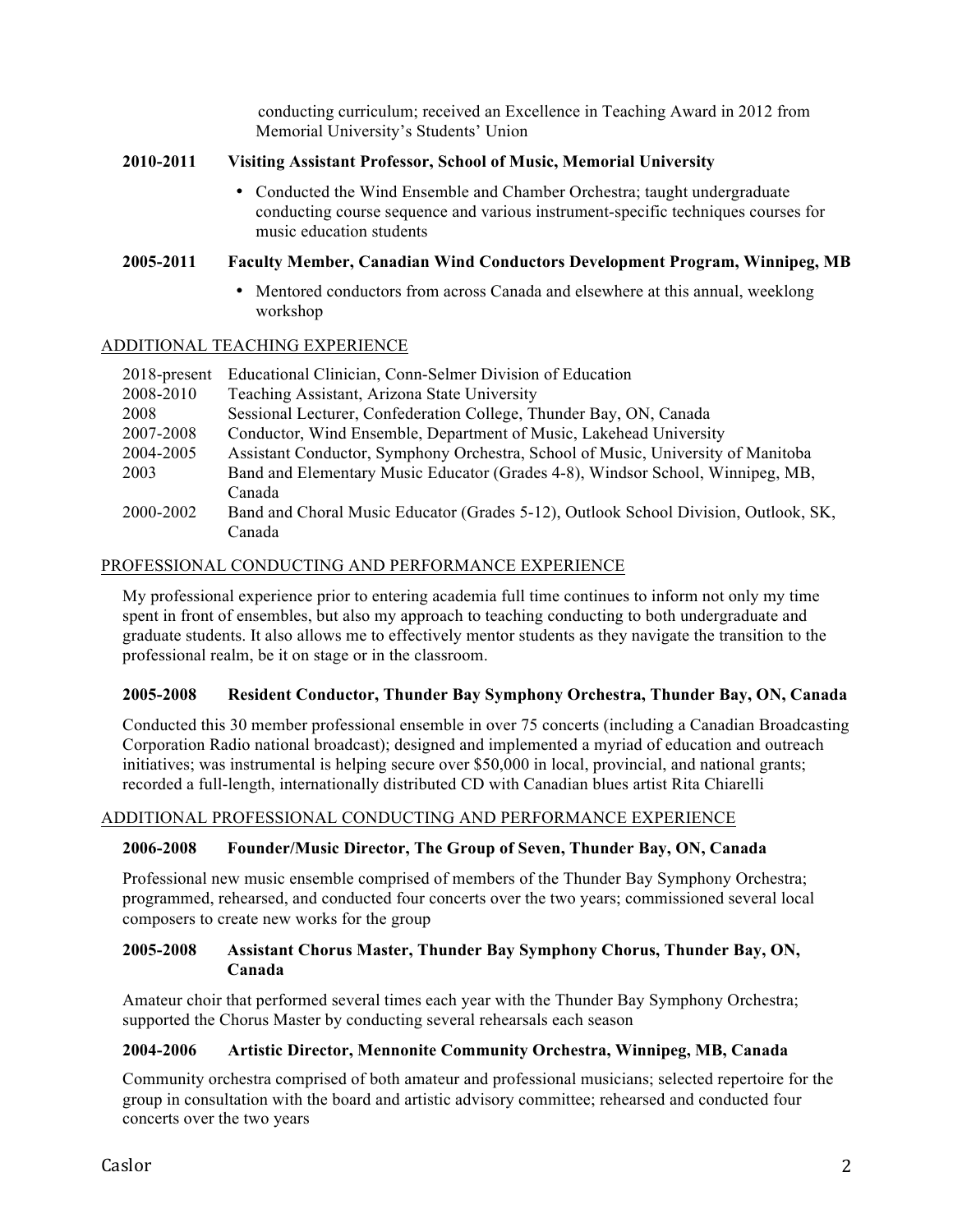conducting curriculum; received an Excellence in Teaching Award in 2012 from Memorial University's Students' Union

**2010-2011 Visiting Assistant Professor, School of Music, Memorial University**

- Conducted the Wind Ensemble and Chamber Orchestra; taught undergraduate conducting course sequence and various instrument-specific techniques courses for music education students

**2005-2011 Faculty Member, Canadian Wind Conductors Development Program, Winnipeg, MB**

- Mentored conductors from across Canada and elsewhere at this annual, weeklong workshop

## ADDITIONAL TEACHING EXPERIENCE

| | |
|---|---|
| 2018-present | Educational Clinician, Conn-Selmer Division of Education |
| 2008-2010 | Teaching Assistant, Arizona State University |
| 2008 | Sessional Lecturer, Confederation College, Thunder Bay, ON, Canada |
| 2007-2008 | Conductor, Wind Ensemble, Department of Music, Lakehead University |
| 2004-2005 | Assistant Conductor, Symphony Orchestra, School of Music, University of Manitoba |
| 2003 | Band and Elementary Music Educator (Grades 4-8), Windsor School, Winnipeg, MB, Canada |
| 2000-2002 | Band and Choral Music Educator (Grades 5-12), Outlook School Division, Outlook, SK, Canada |

## PROFESSIONAL CONDUCTING AND PERFORMANCE EXPERIENCE

My professional experience prior to entering academia full time continues to inform not only my time spent in front of ensembles, but also my approach to teaching conducting to both undergraduate and graduate students. It also allows me to effectively mentor students as they navigate the transition to the professional realm, be it on stage or in the classroom.

**2005-2008 Resident Conductor, Thunder Bay Symphony Orchestra, Thunder Bay, ON, Canada**

Conducted this 30 member professional ensemble in over 75 concerts (including a Canadian Broadcasting Corporation Radio national broadcast); designed and implemented a myriad of education and outreach initiatives; was instrumental is helping secure over $50,000 in local, provincial, and national grants; recorded a full-length, internationally distributed CD with Canadian blues artist Rita Chiarelli

## ADDITIONAL PROFESSIONAL CONDUCTING AND PERFORMANCE EXPERIENCE

**2006-2008 Founder/Music Director, The Group of Seven, Thunder Bay, ON, Canada**

Professional new music ensemble comprised of members of the Thunder Bay Symphony Orchestra; programmed, rehearsed, and conducted four concerts over the two years; commissioned several local composers to create new works for the group

**2005-2008 Assistant Chorus Master, Thunder Bay Symphony Chorus, Thunder Bay, ON, Canada**

Amateur choir that performed several times each year with the Thunder Bay Symphony Orchestra; supported the Chorus Master by conducting several rehearsals each season

**2004-2006 Artistic Director, Mennonite Community Orchestra, Winnipeg, MB, Canada**

Community orchestra comprised of both amateur and professional musicians; selected repertoire for the group in consultation with the board and artistic advisory committee; rehearsed and conducted four concerts over the two years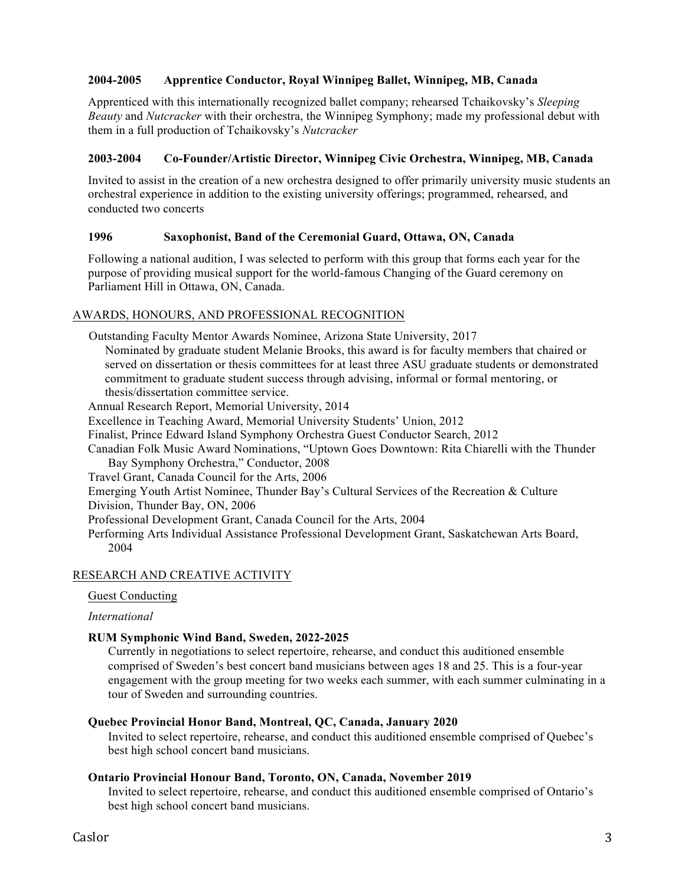**2004-2005 Apprentice Conductor, Royal Winnipeg Ballet, Winnipeg, MB, Canada**

Apprenticed with this internationally recognized ballet company; rehearsed Tchaikovsky's *Sleeping Beauty* and *Nutcracker* with their orchestra, the Winnipeg Symphony; made my professional debut with them in a full production of Tchaikovsky's *Nutcracker*

**2003-2004 Co-Founder/Artistic Director, Winnipeg Civic Orchestra, Winnipeg, MB, Canada**

Invited to assist in the creation of a new orchestra designed to offer primarily university music students an orchestral experience in addition to the existing university offerings; programmed, rehearsed, and conducted two concerts

**1996 Saxophonist, Band of the Ceremonial Guard, Ottawa, ON, Canada**

Following a national audition, I was selected to perform with this group that forms each year for the purpose of providing musical support for the world-famous Changing of the Guard ceremony on Parliament Hill in Ottawa, ON, Canada.

## AWARDS, HONOURS, AND PROFESSIONAL RECOGNITION

Outstanding Faculty Mentor Awards Nominee, Arizona State University, 2017
Nominated by graduate student Melanie Brooks, this award is for faculty members that chaired or served on dissertation or thesis committees for at least three ASU graduate students or demonstrated commitment to graduate student success through advising, informal or formal mentoring, or thesis/dissertation committee service.

Annual Research Report, Memorial University, 2014

Excellence in Teaching Award, Memorial University Students' Union, 2012

Finalist, Prince Edward Island Symphony Orchestra Guest Conductor Search, 2012

Canadian Folk Music Award Nominations, "Uptown Goes Downtown: Rita Chiarelli with the Thunder Bay Symphony Orchestra," Conductor, 2008

Travel Grant, Canada Council for the Arts, 2006

Emerging Youth Artist Nominee, Thunder Bay's Cultural Services of the Recreation & Culture Division, Thunder Bay, ON, 2006

Professional Development Grant, Canada Council for the Arts, 2004

Performing Arts Individual Assistance Professional Development Grant, Saskatchewan Arts Board, 2004

## RESEARCH AND CREATIVE ACTIVITY

### Guest Conducting

*International*

**RUM Symphonic Wind Band, Sweden, 2022-2025**

Currently in negotiations to select repertoire, rehearse, and conduct this auditioned ensemble comprised of Sweden's best concert band musicians between ages 18 and 25. This is a four-year engagement with the group meeting for two weeks each summer, with each summer culminating in a tour of Sweden and surrounding countries.

**Quebec Provincial Honor Band, Montreal, QC, Canada, January 2020**

Invited to select repertoire, rehearse, and conduct this auditioned ensemble comprised of Quebec's best high school concert band musicians.

**Ontario Provincial Honour Band, Toronto, ON, Canada, November 2019**

Invited to select repertoire, rehearse, and conduct this auditioned ensemble comprised of Ontario's best high school concert band musicians.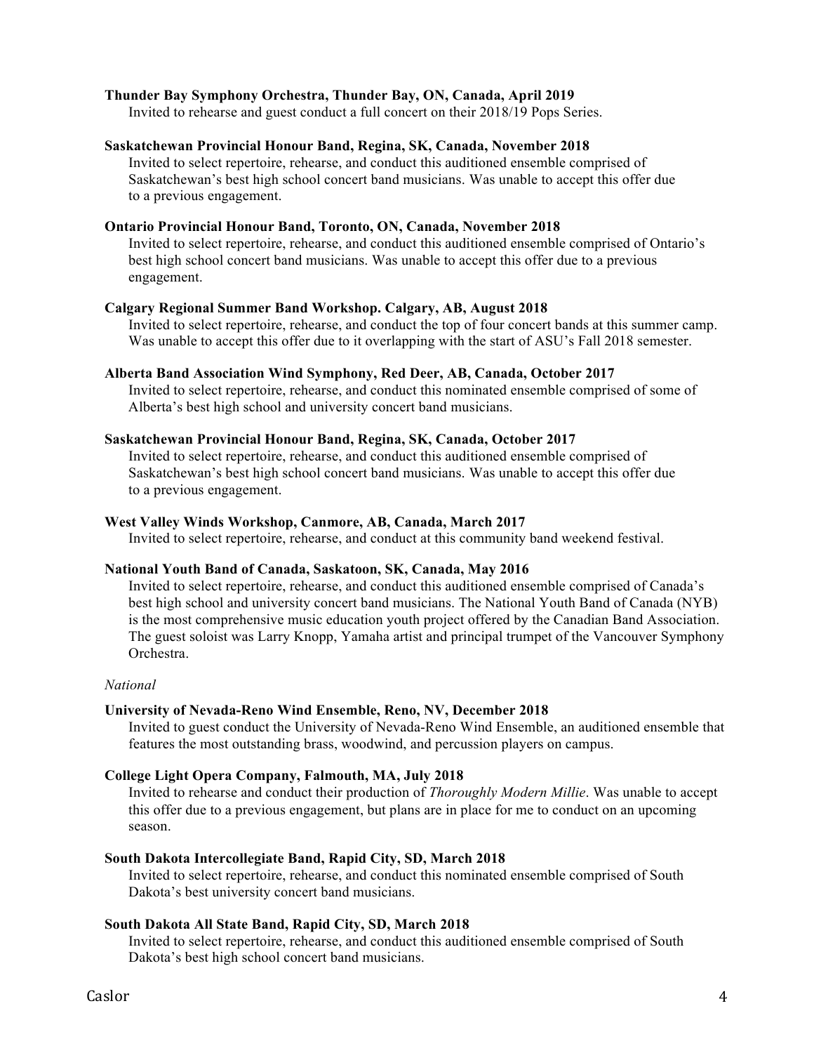**Thunder Bay Symphony Orchestra, Thunder Bay, ON, Canada, April 2019**
Invited to rehearse and guest conduct a full concert on their 2018/19 Pops Series.

**Saskatchewan Provincial Honour Band, Regina, SK, Canada, November 2018**
Invited to select repertoire, rehearse, and conduct this auditioned ensemble comprised of Saskatchewan's best high school concert band musicians. Was unable to accept this offer due to a previous engagement.

**Ontario Provincial Honour Band, Toronto, ON, Canada, November 2018**
Invited to select repertoire, rehearse, and conduct this auditioned ensemble comprised of Ontario's best high school concert band musicians. Was unable to accept this offer due to a previous engagement.

**Calgary Regional Summer Band Workshop. Calgary, AB, August 2018**
Invited to select repertoire, rehearse, and conduct the top of four concert bands at this summer camp. Was unable to accept this offer due to it overlapping with the start of ASU's Fall 2018 semester.

**Alberta Band Association Wind Symphony, Red Deer, AB, Canada, October 2017**
Invited to select repertoire, rehearse, and conduct this nominated ensemble comprised of some of Alberta's best high school and university concert band musicians.

**Saskatchewan Provincial Honour Band, Regina, SK, Canada, October 2017**
Invited to select repertoire, rehearse, and conduct this auditioned ensemble comprised of Saskatchewan's best high school concert band musicians. Was unable to accept this offer due to a previous engagement.

**West Valley Winds Workshop, Canmore, AB, Canada, March 2017**
Invited to select repertoire, rehearse, and conduct at this community band weekend festival.

**National Youth Band of Canada, Saskatoon, SK, Canada, May 2016**
Invited to select repertoire, rehearse, and conduct this auditioned ensemble comprised of Canada's best high school and university concert band musicians. The National Youth Band of Canada (NYB) is the most comprehensive music education youth project offered by the Canadian Band Association. The guest soloist was Larry Knopp, Yamaha artist and principal trumpet of the Vancouver Symphony Orchestra.

*National*

**University of Nevada-Reno Wind Ensemble, Reno, NV, December 2018**
Invited to guest conduct the University of Nevada-Reno Wind Ensemble, an auditioned ensemble that features the most outstanding brass, woodwind, and percussion players on campus.

**College Light Opera Company, Falmouth, MA, July 2018**
Invited to rehearse and conduct their production of *Thoroughly Modern Millie*. Was unable to accept this offer due to a previous engagement, but plans are in place for me to conduct on an upcoming season.

**South Dakota Intercollegiate Band, Rapid City, SD, March 2018**
Invited to select repertoire, rehearse, and conduct this nominated ensemble comprised of South Dakota's best university concert band musicians.

**South Dakota All State Band, Rapid City, SD, March 2018**
Invited to select repertoire, rehearse, and conduct this auditioned ensemble comprised of South Dakota's best high school concert band musicians.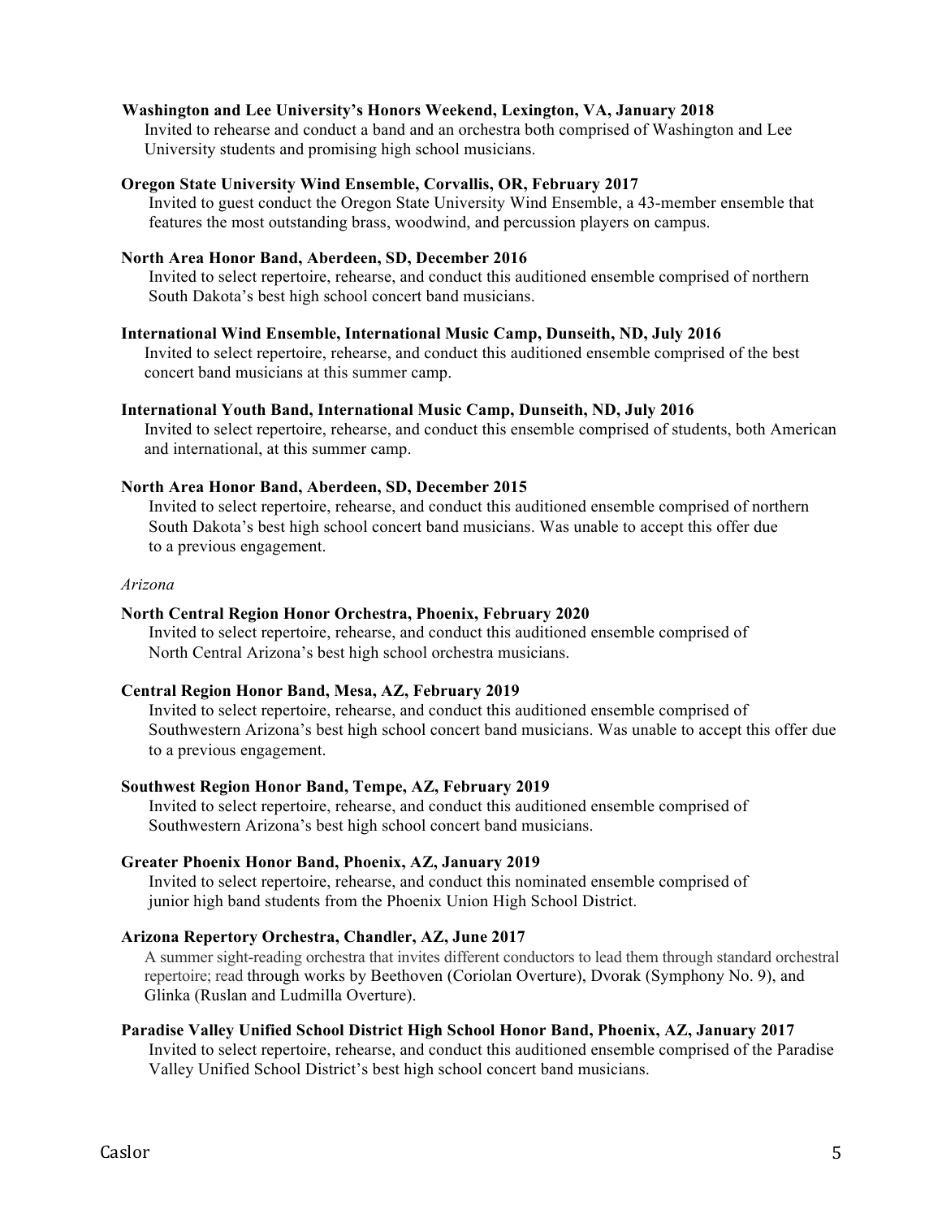**Washington and Lee University's Honors Weekend, Lexington, VA, January 2018**
Invited to rehearse and conduct a band and an orchestra both comprised of Washington and Lee University students and promising high school musicians.

**Oregon State University Wind Ensemble, Corvallis, OR, February 2017**
Invited to guest conduct the Oregon State University Wind Ensemble, a 43-member ensemble that features the most outstanding brass, woodwind, and percussion players on campus.

**North Area Honor Band, Aberdeen, SD, December 2016**
Invited to select repertoire, rehearse, and conduct this auditioned ensemble comprised of northern South Dakota's best high school concert band musicians.

**International Wind Ensemble, International Music Camp, Dunseith, ND, July 2016**
Invited to select repertoire, rehearse, and conduct this auditioned ensemble comprised of the best concert band musicians at this summer camp.

**International Youth Band, International Music Camp, Dunseith, ND, July 2016**
Invited to select repertoire, rehearse, and conduct this ensemble comprised of students, both American and international, at this summer camp.

**North Area Honor Band, Aberdeen, SD, December 2015**
Invited to select repertoire, rehearse, and conduct this auditioned ensemble comprised of northern South Dakota's best high school concert band musicians. Was unable to accept this offer due to a previous engagement.

*Arizona*

**North Central Region Honor Orchestra, Phoenix, February 2020**
Invited to select repertoire, rehearse, and conduct this auditioned ensemble comprised of North Central Arizona's best high school orchestra musicians.

**Central Region Honor Band, Mesa, AZ, February 2019**
Invited to select repertoire, rehearse, and conduct this auditioned ensemble comprised of Southwestern Arizona's best high school concert band musicians. Was unable to accept this offer due to a previous engagement.

**Southwest Region Honor Band, Tempe, AZ, February 2019**
Invited to select repertoire, rehearse, and conduct this auditioned ensemble comprised of Southwestern Arizona's best high school concert band musicians.

**Greater Phoenix Honor Band, Phoenix, AZ, January 2019**
Invited to select repertoire, rehearse, and conduct this nominated ensemble comprised of junior high band students from the Phoenix Union High School District.

**Arizona Repertory Orchestra, Chandler, AZ, June 2017**
A summer sight-reading orchestra that invites different conductors to lead them through standard orchestral repertoire; read through works by Beethoven (Coriolan Overture), Dvorak (Symphony No. 9), and Glinka (Ruslan and Ludmilla Overture).

**Paradise Valley Unified School District High School Honor Band, Phoenix, AZ, January 2017**
Invited to select repertoire, rehearse, and conduct this auditioned ensemble comprised of the Paradise Valley Unified School District's best high school concert band musicians.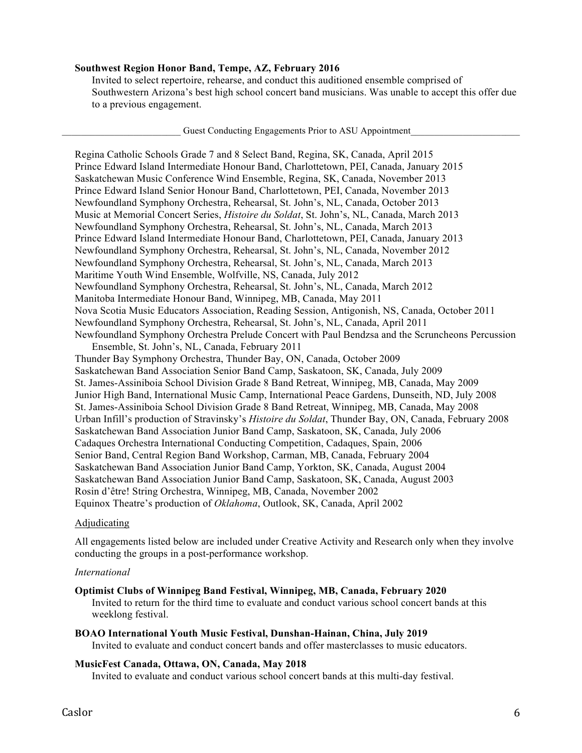**Southwest Region Honor Band, Tempe, AZ, February 2016**

Invited to select repertoire, rehearse, and conduct this auditioned ensemble comprised of Southwestern Arizona's best high school concert band musicians. Was unable to accept this offer due to a previous engagement.

Guest Conducting Engagements Prior to ASU Appointment

Regina Catholic Schools Grade 7 and 8 Select Band, Regina, SK, Canada, April 2015
Prince Edward Island Intermediate Honour Band, Charlottetown, PEI, Canada, January 2015
Saskatchewan Music Conference Wind Ensemble, Regina, SK, Canada, November 2013
Prince Edward Island Senior Honour Band, Charlottetown, PEI, Canada, November 2013
Newfoundland Symphony Orchestra, Rehearsal, St. John's, NL, Canada, October 2013
Music at Memorial Concert Series, *Histoire du Soldat*, St. John's, NL, Canada, March 2013
Newfoundland Symphony Orchestra, Rehearsal, St. John's, NL, Canada, March 2013
Prince Edward Island Intermediate Honour Band, Charlottetown, PEI, Canada, January 2013
Newfoundland Symphony Orchestra, Rehearsal, St. John's, NL, Canada, November 2012
Newfoundland Symphony Orchestra, Rehearsal, St. John's, NL, Canada, March 2013
Maritime Youth Wind Ensemble, Wolfville, NS, Canada, July 2012
Newfoundland Symphony Orchestra, Rehearsal, St. John's, NL, Canada, March 2012
Manitoba Intermediate Honour Band, Winnipeg, MB, Canada, May 2011
Nova Scotia Music Educators Association, Reading Session, Antigonish, NS, Canada, October 2011
Newfoundland Symphony Orchestra, Rehearsal, St. John's, NL, Canada, April 2011
Newfoundland Symphony Orchestra Prelude Concert with Paul Bendzsa and the Scruncheons Percussion Ensemble, St. John's, NL, Canada, February 2011
Thunder Bay Symphony Orchestra, Thunder Bay, ON, Canada, October 2009
Saskatchewan Band Association Senior Band Camp, Saskatoon, SK, Canada, July 2009
St. James-Assiniboia School Division Grade 8 Band Retreat, Winnipeg, MB, Canada, May 2009
Junior High Band, International Music Camp, International Peace Gardens, Dunseith, ND, July 2008
St. James-Assiniboia School Division Grade 8 Band Retreat, Winnipeg, MB, Canada, May 2008
Urban Infill's production of Stravinsky's *Histoire du Soldat*, Thunder Bay, ON, Canada, February 2008
Saskatchewan Band Association Junior Band Camp, Saskatoon, SK, Canada, July 2006
Cadaques Orchestra International Conducting Competition, Cadaques, Spain, 2006
Senior Band, Central Region Band Workshop, Carman, MB, Canada, February 2004
Saskatchewan Band Association Junior Band Camp, Yorkton, SK, Canada, August 2004
Saskatchewan Band Association Junior Band Camp, Saskatoon, SK, Canada, August 2003
Rosin d'être! String Orchestra, Winnipeg, MB, Canada, November 2002
Equinox Theatre's production of *Oklahoma*, Outlook, SK, Canada, April 2002

Adjudicating

All engagements listed below are included under Creative Activity and Research only when they involve conducting the groups in a post-performance workshop.

*International*

**Optimist Clubs of Winnipeg Band Festival, Winnipeg, MB, Canada, February 2020**

Invited to return for the third time to evaluate and conduct various school concert bands at this weeklong festival.

**BOAO International Youth Music Festival, Dunshan-Hainan, China, July 2019**

Invited to evaluate and conduct concert bands and offer masterclasses to music educators.

**MusicFest Canada, Ottawa, ON, Canada, May 2018**

Invited to evaluate and conduct various school concert bands at this multi-day festival.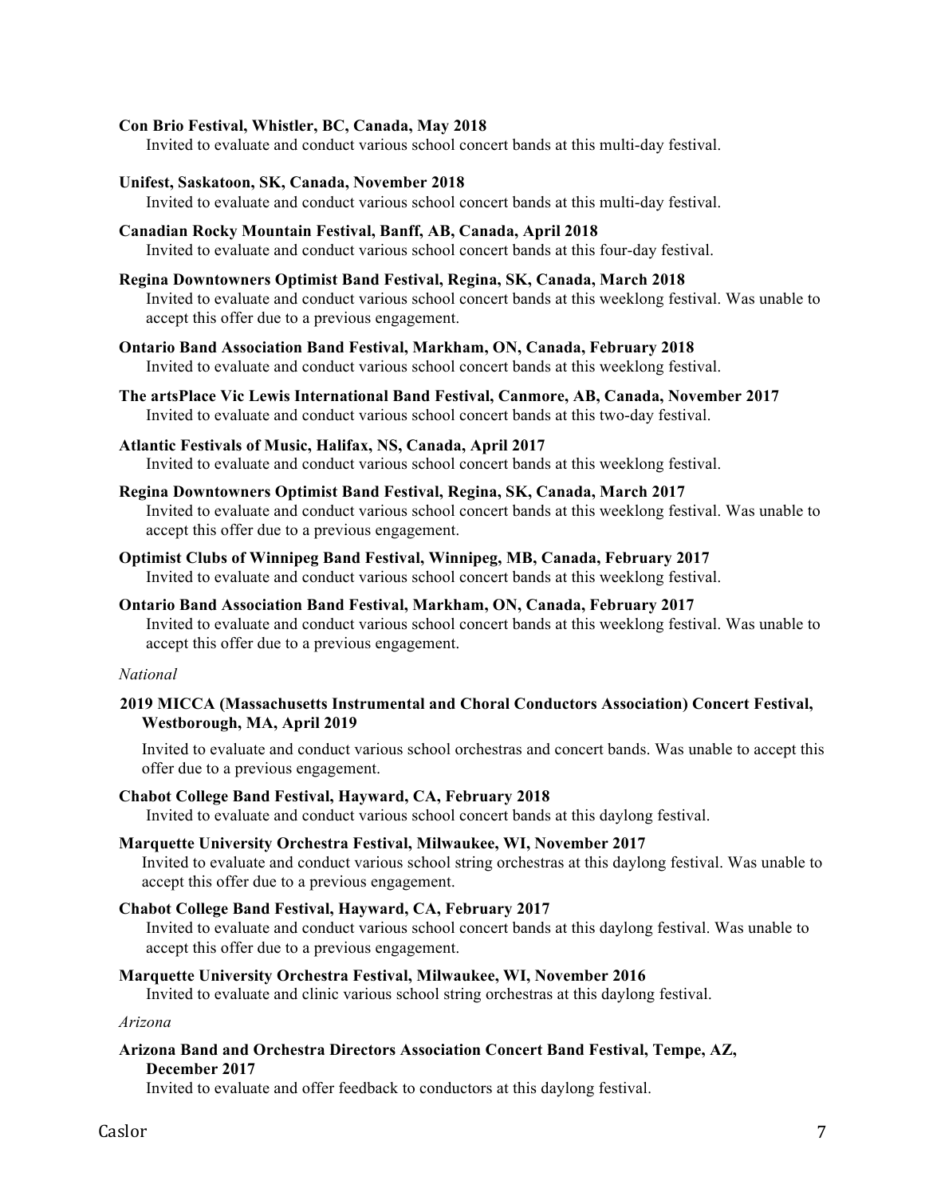**Con Brio Festival, Whistler, BC, Canada, May 2018**
Invited to evaluate and conduct various school concert bands at this multi-day festival.

**Unifest, Saskatoon, SK, Canada, November 2018**
Invited to evaluate and conduct various school concert bands at this multi-day festival.

**Canadian Rocky Mountain Festival, Banff, AB, Canada, April 2018**
Invited to evaluate and conduct various school concert bands at this four-day festival.

**Regina Downtowners Optimist Band Festival, Regina, SK, Canada, March 2018**
Invited to evaluate and conduct various school concert bands at this weeklong festival. Was unable to accept this offer due to a previous engagement.

**Ontario Band Association Band Festival, Markham, ON, Canada, February 2018**
Invited to evaluate and conduct various school concert bands at this weeklong festival.

**The artsPlace Vic Lewis International Band Festival, Canmore, AB, Canada, November 2017**
Invited to evaluate and conduct various school concert bands at this two-day festival.

**Atlantic Festivals of Music, Halifax, NS, Canada, April 2017**
Invited to evaluate and conduct various school concert bands at this weeklong festival.

**Regina Downtowners Optimist Band Festival, Regina, SK, Canada, March 2017**
Invited to evaluate and conduct various school concert bands at this weeklong festival. Was unable to accept this offer due to a previous engagement.

**Optimist Clubs of Winnipeg Band Festival, Winnipeg, MB, Canada, February 2017**
Invited to evaluate and conduct various school concert bands at this weeklong festival.

**Ontario Band Association Band Festival, Markham, ON, Canada, February 2017**
Invited to evaluate and conduct various school concert bands at this weeklong festival. Was unable to accept this offer due to a previous engagement.

*National*

**2019 MICCA (Massachusetts Instrumental and Choral Conductors Association) Concert Festival, Westborough, MA, April 2019**

Invited to evaluate and conduct various school orchestras and concert bands. Was unable to accept this offer due to a previous engagement.

**Chabot College Band Festival, Hayward, CA, February 2018**
Invited to evaluate and conduct various school concert bands at this daylong festival.

**Marquette University Orchestra Festival, Milwaukee, WI, November 2017**
Invited to evaluate and conduct various school string orchestras at this daylong festival. Was unable to accept this offer due to a previous engagement.

**Chabot College Band Festival, Hayward, CA, February 2017**
Invited to evaluate and conduct various school concert bands at this daylong festival. Was unable to accept this offer due to a previous engagement.

**Marquette University Orchestra Festival, Milwaukee, WI, November 2016**
Invited to evaluate and clinic various school string orchestras at this daylong festival.

*Arizona*

**Arizona Band and Orchestra Directors Association Concert Band Festival, Tempe, AZ, December 2017**
Invited to evaluate and offer feedback to conductors at this daylong festival.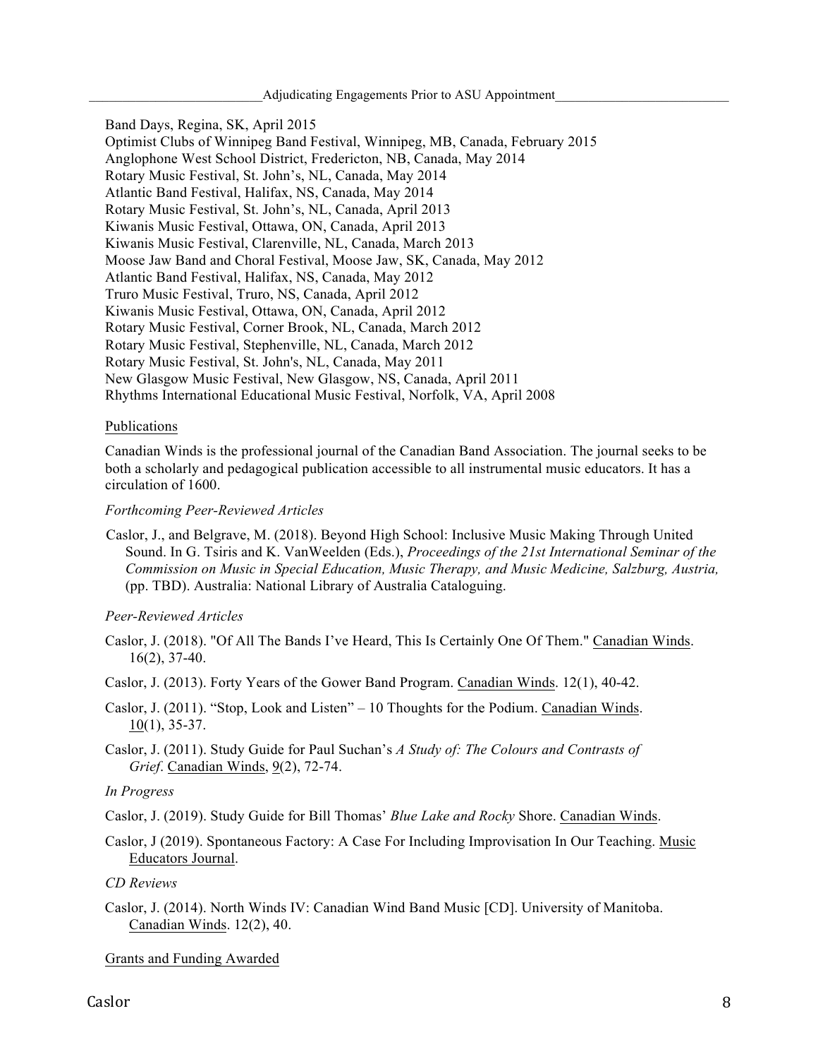## Adjudicating Engagements Prior to ASU Appointment

Band Days, Regina, SK, April 2015
Optimist Clubs of Winnipeg Band Festival, Winnipeg, MB, Canada, February 2015
Anglophone West School District, Fredericton, NB, Canada, May 2014
Rotary Music Festival, St. John's, NL, Canada, May 2014
Atlantic Band Festival, Halifax, NS, Canada, May 2014
Rotary Music Festival, St. John's, NL, Canada, April 2013
Kiwanis Music Festival, Ottawa, ON, Canada, April 2013
Kiwanis Music Festival, Clarenville, NL, Canada, March 2013
Moose Jaw Band and Choral Festival, Moose Jaw, SK, Canada, May 2012
Atlantic Band Festival, Halifax, NS, Canada, May 2012
Truro Music Festival, Truro, NS, Canada, April 2012
Kiwanis Music Festival, Ottawa, ON, Canada, April 2012
Rotary Music Festival, Corner Brook, NL, Canada, March 2012
Rotary Music Festival, Stephenville, NL, Canada, March 2012
Rotary Music Festival, St. John's, NL, Canada, May 2011
New Glasgow Music Festival, New Glasgow, NS, Canada, April 2011
Rhythms International Educational Music Festival, Norfolk, VA, April 2008

## Publications

Canadian Winds is the professional journal of the Canadian Band Association. The journal seeks to be both a scholarly and pedagogical publication accessible to all instrumental music educators. It has a circulation of 1600.

*Forthcoming Peer-Reviewed Articles*

Caslor, J., and Belgrave, M. (2018). Beyond High School: Inclusive Music Making Through United Sound. In G. Tsiris and K. VanWeelden (Eds.), *Proceedings of the 21st International Seminar of the Commission on Music in Special Education, Music Therapy, and Music Medicine, Salzburg, Austria,* (pp. TBD). Australia: National Library of Australia Cataloguing.

*Peer-Reviewed Articles*

Caslor, J. (2018). "Of All The Bands I've Heard, This Is Certainly One Of Them." Canadian Winds. 16(2), 37-40.

Caslor, J. (2013). Forty Years of the Gower Band Program. Canadian Winds. 12(1), 40-42.

Caslor, J. (2011). "Stop, Look and Listen" – 10 Thoughts for the Podium. Canadian Winds. 10(1), 35-37.

Caslor, J. (2011). Study Guide for Paul Suchan's *A Study of: The Colours and Contrasts of Grief*. Canadian Winds, 9(2), 72-74.

*In Progress*

Caslor, J. (2019). Study Guide for Bill Thomas' *Blue Lake and Rocky* Shore. Canadian Winds.

Caslor, J (2019). Spontaneous Factory: A Case For Including Improvisation In Our Teaching. Music Educators Journal.

*CD Reviews*

Caslor, J. (2014). North Winds IV: Canadian Wind Band Music [CD]. University of Manitoba. Canadian Winds. 12(2), 40.

## Grants and Funding Awarded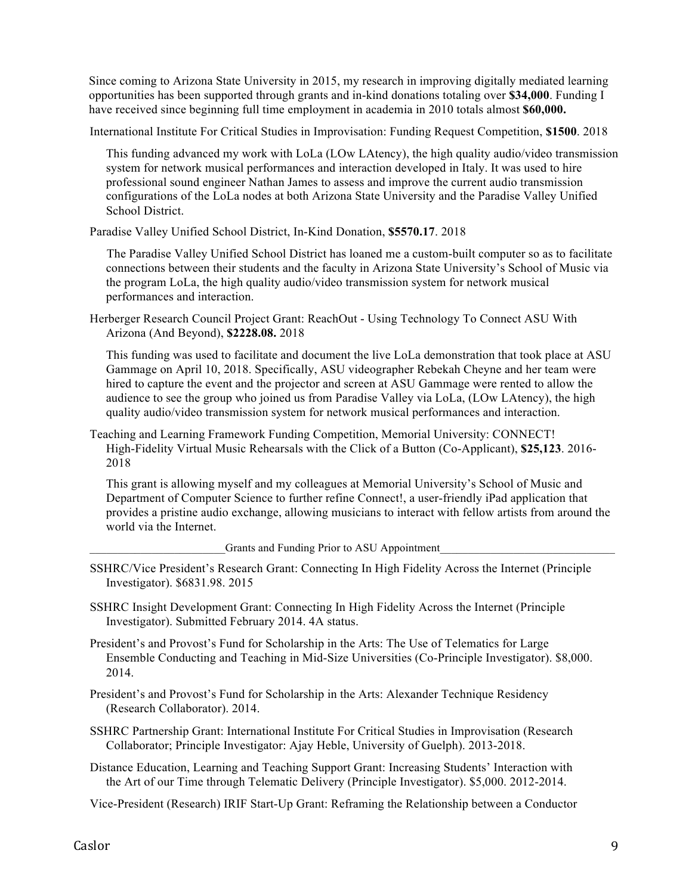Since coming to Arizona State University in 2015, my research in improving digitally mediated learning opportunities has been supported through grants and in-kind donations totaling over **$34,000**. Funding I have received since beginning full time employment in academia in 2010 totals almost **$60,000.**

International Institute For Critical Studies in Improvisation: Funding Request Competition, **$1500**. 2018

This funding advanced my work with LoLa (LOw LAtency), the high quality audio/video transmission system for network musical performances and interaction developed in Italy. It was used to hire professional sound engineer Nathan James to assess and improve the current audio transmission configurations of the LoLa nodes at both Arizona State University and the Paradise Valley Unified School District.

Paradise Valley Unified School District, In-Kind Donation, **$5570.17**. 2018

The Paradise Valley Unified School District has loaned me a custom-built computer so as to facilitate connections between their students and the faculty in Arizona State University's School of Music via the program LoLa, the high quality audio/video transmission system for network musical performances and interaction.

Herberger Research Council Project Grant: ReachOut - Using Technology To Connect ASU With Arizona (And Beyond), **$2228.08.** 2018

This funding was used to facilitate and document the live LoLa demonstration that took place at ASU Gammage on April 10, 2018. Specifically, ASU videographer Rebekah Cheyne and her team were hired to capture the event and the projector and screen at ASU Gammage were rented to allow the audience to see the group who joined us from Paradise Valley via LoLa, (LOw LAtency), the high quality audio/video transmission system for network musical performances and interaction.

Teaching and Learning Framework Funding Competition, Memorial University: CONNECT! High-Fidelity Virtual Music Rehearsals with the Click of a Button (Co-Applicant), **$25,123**. 2016-2018

This grant is allowing myself and my colleagues at Memorial University's School of Music and Department of Computer Science to further refine Connect!, a user-friendly iPad application that provides a pristine audio exchange, allowing musicians to interact with fellow artists from around the world via the Internet.

Grants and Funding Prior to ASU Appointment

SSHRC/Vice President's Research Grant: Connecting In High Fidelity Across the Internet (Principle Investigator). $6831.98. 2015

SSHRC Insight Development Grant: Connecting In High Fidelity Across the Internet (Principle Investigator). Submitted February 2014. 4A status.

President's and Provost's Fund for Scholarship in the Arts: The Use of Telematics for Large Ensemble Conducting and Teaching in Mid-Size Universities (Co-Principle Investigator). $8,000. 2014.

President's and Provost's Fund for Scholarship in the Arts: Alexander Technique Residency (Research Collaborator). 2014.

SSHRC Partnership Grant: International Institute For Critical Studies in Improvisation (Research Collaborator; Principle Investigator: Ajay Heble, University of Guelph). 2013-2018.

Distance Education, Learning and Teaching Support Grant: Increasing Students' Interaction with the Art of our Time through Telematic Delivery (Principle Investigator). $5,000. 2012-2014.

Vice-President (Research) IRIF Start-Up Grant: Reframing the Relationship between a Conductor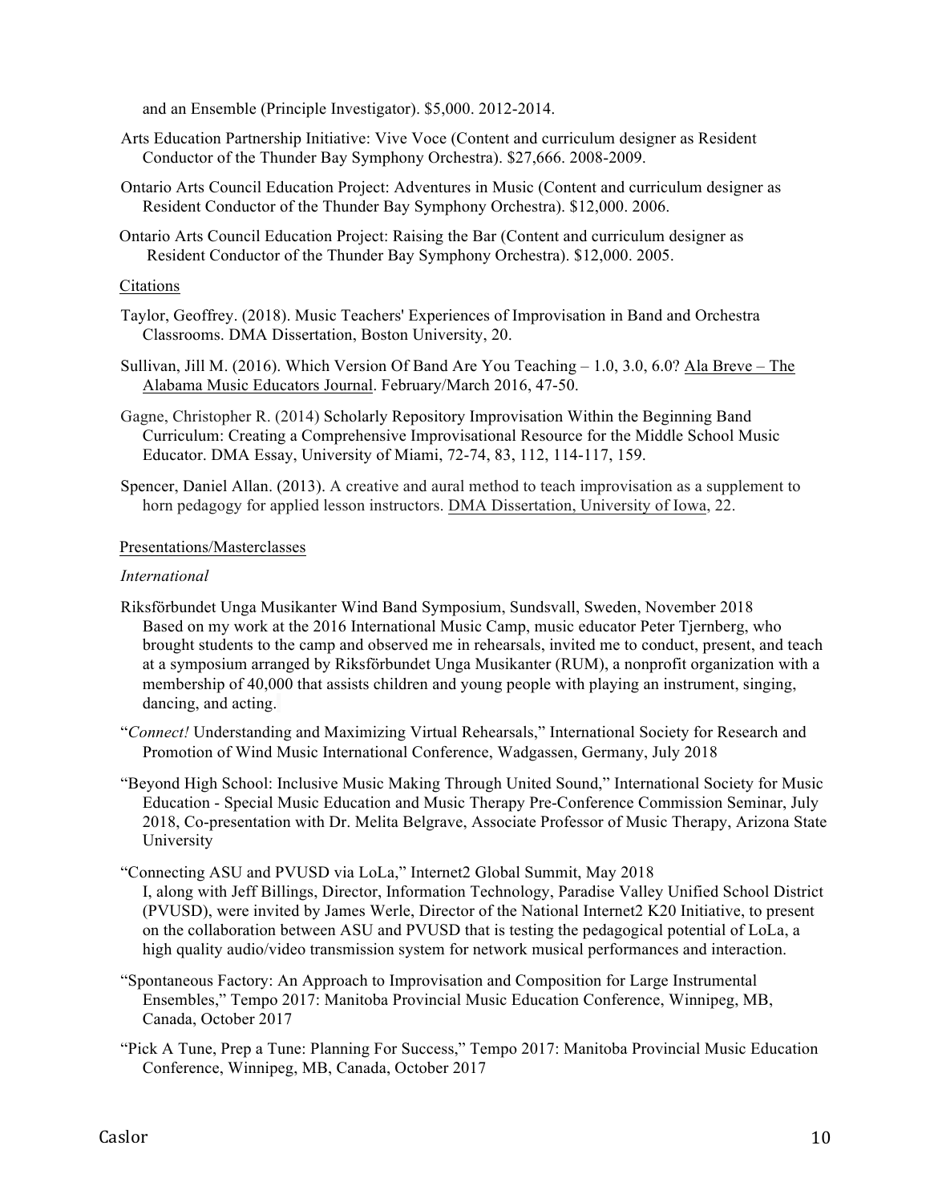and an Ensemble (Principle Investigator). $5,000. 2012-2014.

Arts Education Partnership Initiative: Vive Voce (Content and curriculum designer as Resident Conductor of the Thunder Bay Symphony Orchestra). $27,666. 2008-2009.

Ontario Arts Council Education Project: Adventures in Music (Content and curriculum designer as Resident Conductor of the Thunder Bay Symphony Orchestra). $12,000. 2006.

Ontario Arts Council Education Project: Raising the Bar (Content and curriculum designer as Resident Conductor of the Thunder Bay Symphony Orchestra). $12,000. 2005.

<u>Citations</u>

Taylor, Geoffrey. (2018). Music Teachers' Experiences of Improvisation in Band and Orchestra Classrooms. DMA Dissertation, Boston University, 20.

Sullivan, Jill M. (2016). Which Version Of Band Are You Teaching – 1.0, 3.0, 6.0? <u>Ala Breve – The Alabama Music Educators Journal</u>. February/March 2016, 47-50.

Gagne, Christopher R. (2014) Scholarly Repository Improvisation Within the Beginning Band Curriculum: Creating a Comprehensive Improvisational Resource for the Middle School Music Educator. DMA Essay, University of Miami, 72-74, 83, 112, 114-117, 159.

Spencer, Daniel Allan. (2013). A creative and aural method to teach improvisation as a supplement to horn pedagogy for applied lesson instructors. <u>DMA Dissertation, University of Iowa</u>, 22.

<u>Presentations/Masterclasses</u>

*International*

Riksförbundet Unga Musikanter Wind Band Symposium, Sundsvall, Sweden, November 2018
Based on my work at the 2016 International Music Camp, music educator Peter Tjernberg, who brought students to the camp and observed me in rehearsals, invited me to conduct, present, and teach at a symposium arranged by Riksförbundet Unga Musikanter (RUM), a nonprofit organization with a membership of 40,000 that assists children and young people with playing an instrument, singing, dancing, and acting.

"*Connect!* Understanding and Maximizing Virtual Rehearsals," International Society for Research and Promotion of Wind Music International Conference, Wadgassen, Germany, July 2018

"Beyond High School: Inclusive Music Making Through United Sound," International Society for Music Education - Special Music Education and Music Therapy Pre-Conference Commission Seminar, July 2018, Co-presentation with Dr. Melita Belgrave, Associate Professor of Music Therapy, Arizona State University

"Connecting ASU and PVUSD via LoLa," Internet2 Global Summit, May 2018
I, along with Jeff Billings, Director, Information Technology, Paradise Valley Unified School District (PVUSD), were invited by James Werle, Director of the National Internet2 K20 Initiative, to present on the collaboration between ASU and PVUSD that is testing the pedagogical potential of LoLa, a high quality audio/video transmission system for network musical performances and interaction.

"Spontaneous Factory: An Approach to Improvisation and Composition for Large Instrumental Ensembles," Tempo 2017: Manitoba Provincial Music Education Conference, Winnipeg, MB, Canada, October 2017

"Pick A Tune, Prep a Tune: Planning For Success," Tempo 2017: Manitoba Provincial Music Education Conference, Winnipeg, MB, Canada, October 2017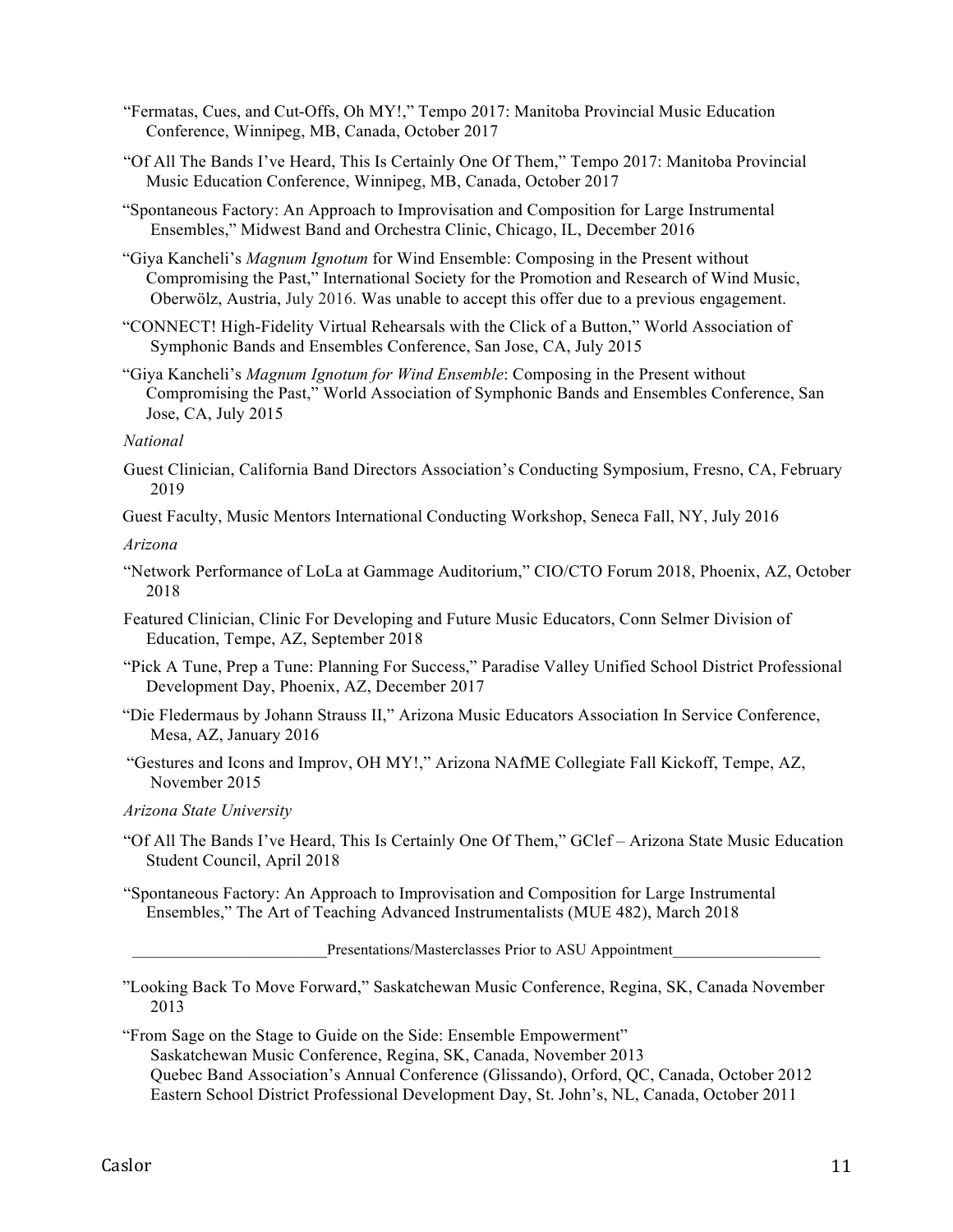"Fermatas, Cues, and Cut-Offs, Oh MY!," Tempo 2017: Manitoba Provincial Music Education Conference, Winnipeg, MB, Canada, October 2017

"Of All The Bands I've Heard, This Is Certainly One Of Them," Tempo 2017: Manitoba Provincial Music Education Conference, Winnipeg, MB, Canada, October 2017

"Spontaneous Factory: An Approach to Improvisation and Composition for Large Instrumental Ensembles," Midwest Band and Orchestra Clinic, Chicago, IL, December 2016

"Giya Kancheli's *Magnum Ignotum* for Wind Ensemble: Composing in the Present without Compromising the Past," International Society for the Promotion and Research of Wind Music, Oberwölz, Austria, July 2016. Was unable to accept this offer due to a previous engagement.

"CONNECT! High-Fidelity Virtual Rehearsals with the Click of a Button," World Association of Symphonic Bands and Ensembles Conference, San Jose, CA, July 2015

"Giya Kancheli's *Magnum Ignotum for Wind Ensemble*: Composing in the Present without Compromising the Past," World Association of Symphonic Bands and Ensembles Conference, San Jose, CA, July 2015

*National*

Guest Clinician, California Band Directors Association's Conducting Symposium, Fresno, CA, February 2019

Guest Faculty, Music Mentors International Conducting Workshop, Seneca Fall, NY, July 2016

*Arizona*

"Network Performance of LoLa at Gammage Auditorium," CIO/CTO Forum 2018, Phoenix, AZ, October 2018

Featured Clinician, Clinic For Developing and Future Music Educators, Conn Selmer Division of Education, Tempe, AZ, September 2018

"Pick A Tune, Prep a Tune: Planning For Success," Paradise Valley Unified School District Professional Development Day, Phoenix, AZ, December 2017

"Die Fledermaus by Johann Strauss II," Arizona Music Educators Association In Service Conference, Mesa, AZ, January 2016

"Gestures and Icons and Improv, OH MY!," Arizona NAfME Collegiate Fall Kickoff, Tempe, AZ, November 2015

*Arizona State University*

"Of All The Bands I've Heard, This Is Certainly One Of Them," GClef – Arizona State Music Education Student Council, April 2018

"Spontaneous Factory: An Approach to Improvisation and Composition for Large Instrumental Ensembles," The Art of Teaching Advanced Instrumentalists (MUE 482), March 2018

## Presentations/Masterclasses Prior to ASU Appointment

"Looking Back To Move Forward," Saskatchewan Music Conference, Regina, SK, Canada November 2013

"From Sage on the Stage to Guide on the Side: Ensemble Empowerment"
Saskatchewan Music Conference, Regina, SK, Canada, November 2013
Quebec Band Association's Annual Conference (Glissando), Orford, QC, Canada, October 2012
Eastern School District Professional Development Day, St. John's, NL, Canada, October 2011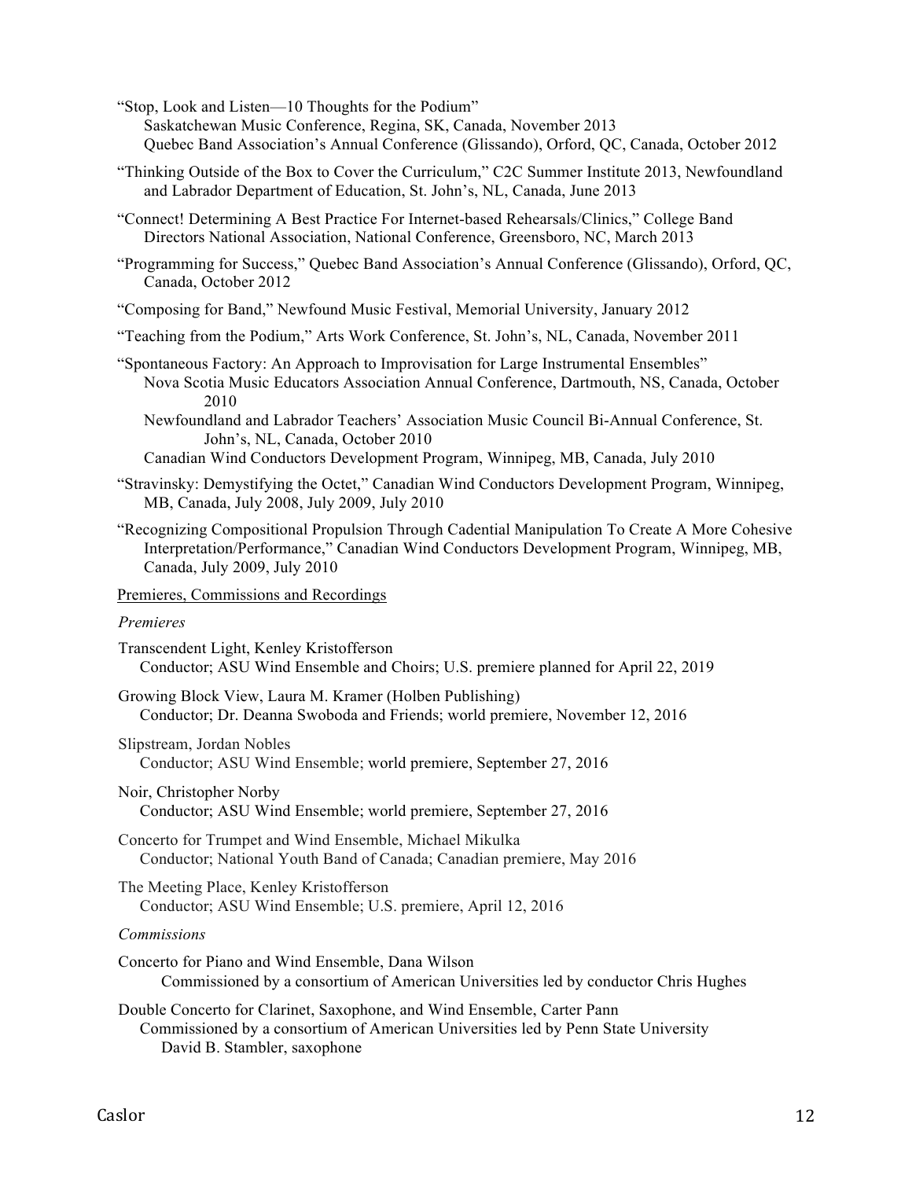“Stop, Look and Listen—10 Thoughts for the Podium”
  Saskatchewan Music Conference, Regina, SK, Canada, November 2013
  Quebec Band Association’s Annual Conference (Glissando), Orford, QC, Canada, October 2012

“Thinking Outside of the Box to Cover the Curriculum,” C2C Summer Institute 2013, Newfoundland and Labrador Department of Education, St. John’s, NL, Canada, June 2013

“Connect! Determining A Best Practice For Internet-based Rehearsals/Clinics,” College Band Directors National Association, National Conference, Greensboro, NC, March 2013

“Programming for Success,” Quebec Band Association’s Annual Conference (Glissando), Orford, QC, Canada, October 2012

“Composing for Band,” Newfound Music Festival, Memorial University, January 2012

“Teaching from the Podium,” Arts Work Conference, St. John’s, NL, Canada, November 2011

“Spontaneous Factory: An Approach to Improvisation for Large Instrumental Ensembles”
  Nova Scotia Music Educators Association Annual Conference, Dartmouth, NS, Canada, October 2010
  Newfoundland and Labrador Teachers’ Association Music Council Bi-Annual Conference, St. John’s, NL, Canada, October 2010
  Canadian Wind Conductors Development Program, Winnipeg, MB, Canada, July 2010

“Stravinsky: Demystifying the Octet,” Canadian Wind Conductors Development Program, Winnipeg, MB, Canada, July 2008, July 2009, July 2010

“Recognizing Compositional Propulsion Through Cadential Manipulation To Create A More Cohesive Interpretation/Performance,” Canadian Wind Conductors Development Program, Winnipeg, MB, Canada, July 2009, July 2010

## Premieres, Commissions and Recordings

### *Premieres*

Transcendent Light, Kenley Kristofferson
  Conductor; ASU Wind Ensemble and Choirs; U.S. premiere planned for April 22, 2019

Growing Block View, Laura M. Kramer (Holben Publishing)
  Conductor; Dr. Deanna Swoboda and Friends; world premiere, November 12, 2016

Slipstream, Jordan Nobles
  Conductor; ASU Wind Ensemble; world premiere, September 27, 2016

Noir, Christopher Norby
  Conductor; ASU Wind Ensemble; world premiere, September 27, 2016

Concerto for Trumpet and Wind Ensemble, Michael Mikulka
  Conductor; National Youth Band of Canada; Canadian premiere, May 2016

The Meeting Place, Kenley Kristofferson
  Conductor; ASU Wind Ensemble; U.S. premiere, April 12, 2016

### *Commissions*

Concerto for Piano and Wind Ensemble, Dana Wilson
  Commissioned by a consortium of American Universities led by conductor Chris Hughes

Double Concerto for Clarinet, Saxophone, and Wind Ensemble, Carter Pann
  Commissioned by a consortium of American Universities led by Penn State University
  David B. Stambler, saxophone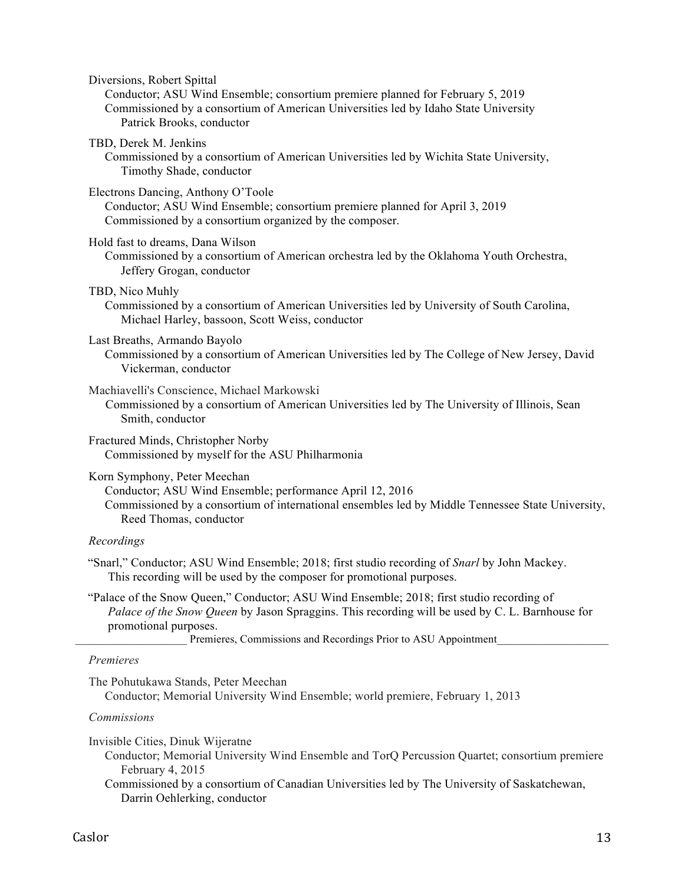Diversions, Robert Spittal
  Conductor; ASU Wind Ensemble; consortium premiere planned for February 5, 2019
  Commissioned by a consortium of American Universities led by Idaho State University
    Patrick Brooks, conductor

TBD, Derek M. Jenkins
  Commissioned by a consortium of American Universities led by Wichita State University,
    Timothy Shade, conductor

Electrons Dancing, Anthony O'Toole
  Conductor; ASU Wind Ensemble; consortium premiere planned for April 3, 2019
  Commissioned by a consortium organized by the composer.

Hold fast to dreams, Dana Wilson
  Commissioned by a consortium of American orchestra led by the Oklahoma Youth Orchestra,
    Jeffery Grogan, conductor

TBD, Nico Muhly
  Commissioned by a consortium of American Universities led by University of South Carolina,
    Michael Harley, bassoon, Scott Weiss, conductor

Last Breaths, Armando Bayolo
  Commissioned by a consortium of American Universities led by The College of New Jersey, David
    Vickerman, conductor

Machiavelli's Conscience, Michael Markowski
  Commissioned by a consortium of American Universities led by The University of Illinois, Sean
    Smith, conductor

Fractured Minds, Christopher Norby
  Commissioned by myself for the ASU Philharmonia

Korn Symphony, Peter Meechan
  Conductor; ASU Wind Ensemble; performance April 12, 2016
  Commissioned by a consortium of international ensembles led by Middle Tennessee State University,
    Reed Thomas, conductor

*Recordings*

"Snarl," Conductor; ASU Wind Ensemble; 2018; first studio recording of *Snarl* by John Mackey.
  This recording will be used by the composer for promotional purposes.

"Palace of the Snow Queen," Conductor; ASU Wind Ensemble; 2018; first studio recording of
  *Palace of the Snow Queen* by Jason Spraggins. This recording will be used by C. L. Barnhouse for
  promotional purposes.

## Premieres, Commissions and Recordings Prior to ASU Appointment

*Premieres*

The Pohutukawa Stands, Peter Meechan
  Conductor; Memorial University Wind Ensemble; world premiere, February 1, 2013

*Commissions*

Invisible Cities, Dinuk Wijeratne
  Conductor; Memorial University Wind Ensemble and TorQ Percussion Quartet; consortium premiere
    February 4, 2015
  Commissioned by a consortium of Canadian Universities led by The University of Saskatchewan,
    Darrin Oehlerking, conductor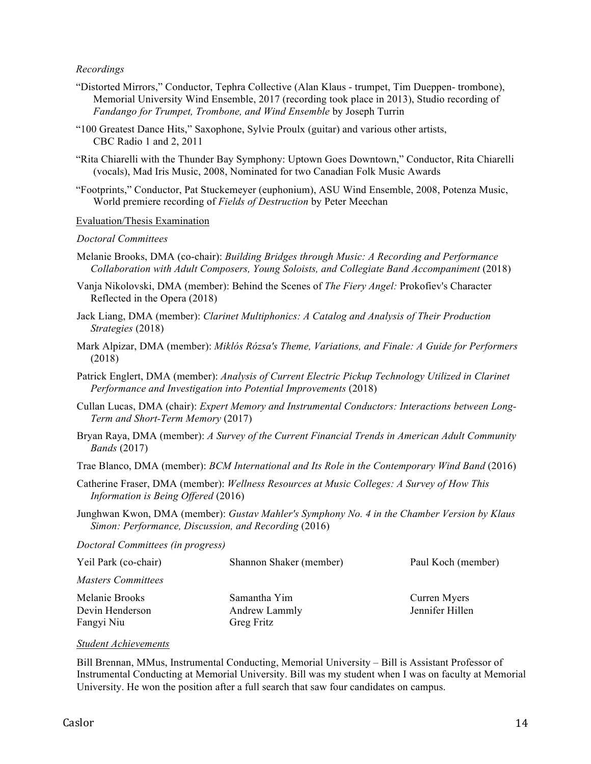*Recordings*

"Distorted Mirrors," Conductor, Tephra Collective (Alan Klaus - trumpet, Tim Dueppen- trombone), Memorial University Wind Ensemble, 2017 (recording took place in 2013), Studio recording of *Fandango for Trumpet, Trombone, and Wind Ensemble* by Joseph Turrin

"100 Greatest Dance Hits," Saxophone, Sylvie Proulx (guitar) and various other artists, CBC Radio 1 and 2, 2011

"Rita Chiarelli with the Thunder Bay Symphony: Uptown Goes Downtown," Conductor, Rita Chiarelli (vocals), Mad Iris Music, 2008, Nominated for two Canadian Folk Music Awards

"Footprints," Conductor, Pat Stuckemeyer (euphonium), ASU Wind Ensemble, 2008, Potenza Music, World premiere recording of *Fields of Destruction* by Peter Meechan

<u>Evaluation/Thesis Examination</u>

*Doctoral Committees*

Melanie Brooks, DMA (co-chair): *Building Bridges through Music: A Recording and Performance Collaboration with Adult Composers, Young Soloists, and Collegiate Band Accompaniment* (2018)

Vanja Nikolovski, DMA (member): Behind the Scenes of *The Fiery Angel:* Prokofiev's Character Reflected in the Opera (2018)

Jack Liang, DMA (member): *Clarinet Multiphonics: A Catalog and Analysis of Their Production Strategies* (2018)

Mark Alpizar, DMA (member): *Miklós Rózsa's Theme, Variations, and Finale: A Guide for Performers* (2018)

Patrick Englert, DMA (member): *Analysis of Current Electric Pickup Technology Utilized in Clarinet Performance and Investigation into Potential Improvements* (2018)

Cullan Lucas, DMA (chair): *Expert Memory and Instrumental Conductors: Interactions between Long-Term and Short-Term Memory* (2017)

Bryan Raya, DMA (member): *A Survey of the Current Financial Trends in American Adult Community Bands* (2017)

Trae Blanco, DMA (member): *BCM International and Its Role in the Contemporary Wind Band* (2016)

Catherine Fraser, DMA (member): *Wellness Resources at Music Colleges: A Survey of How This Information is Being Offered* (2016)

Junghwan Kwon, DMA (member): *Gustav Mahler's Symphony No. 4 in the Chamber Version by Klaus Simon: Performance, Discussion, and Recording* (2016)

*Doctoral Committees (in progress)*

Yeil Park (co-chair)
Shannon Shaker (member)
Paul Koch (member)

*Masters Committees*

Melanie Brooks
Devin Henderson
Fangyi Niu
Samantha Yim
Andrew Lammly
Greg Fritz
Curren Myers
Jennifer Hillen

<u>Student Achievements</u>

Bill Brennan, MMus, Instrumental Conducting, Memorial University – Bill is Assistant Professor of Instrumental Conducting at Memorial University. Bill was my student when I was on faculty at Memorial University. He won the position after a full search that saw four candidates on campus.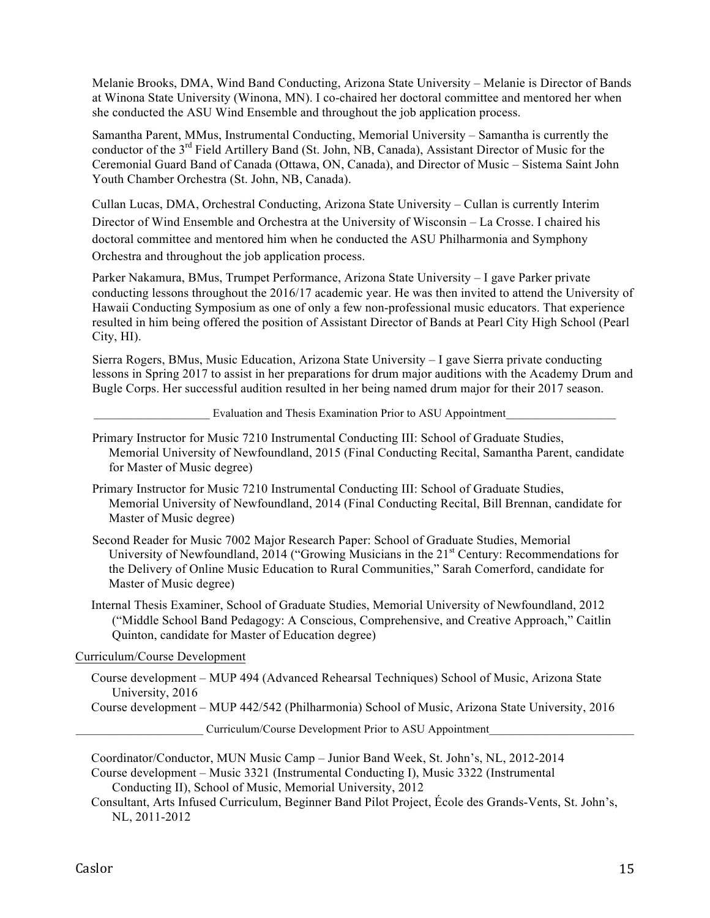Melanie Brooks, DMA, Wind Band Conducting, Arizona State University – Melanie is Director of Bands at Winona State University (Winona, MN). I co-chaired her doctoral committee and mentored her when she conducted the ASU Wind Ensemble and throughout the job application process.

Samantha Parent, MMus, Instrumental Conducting, Memorial University – Samantha is currently the conductor of the 3rd Field Artillery Band (St. John, NB, Canada), Assistant Director of Music for the Ceremonial Guard Band of Canada (Ottawa, ON, Canada), and Director of Music – Sistema Saint John Youth Chamber Orchestra (St. John, NB, Canada).

Cullan Lucas, DMA, Orchestral Conducting, Arizona State University – Cullan is currently Interim Director of Wind Ensemble and Orchestra at the University of Wisconsin – La Crosse. I chaired his doctoral committee and mentored him when he conducted the ASU Philharmonia and Symphony Orchestra and throughout the job application process.

Parker Nakamura, BMus, Trumpet Performance, Arizona State University – I gave Parker private conducting lessons throughout the 2016/17 academic year. He was then invited to attend the University of Hawaii Conducting Symposium as one of only a few non-professional music educators. That experience resulted in him being offered the position of Assistant Director of Bands at Pearl City High School (Pearl City, HI).

Sierra Rogers, BMus, Music Education, Arizona State University – I gave Sierra private conducting lessons in Spring 2017 to assist in her preparations for drum major auditions with the Academy Drum and Bugle Corps. Her successful audition resulted in her being named drum major for their 2017 season.

Evaluation and Thesis Examination Prior to ASU Appointment

Primary Instructor for Music 7210 Instrumental Conducting III: School of Graduate Studies, Memorial University of Newfoundland, 2015 (Final Conducting Recital, Samantha Parent, candidate for Master of Music degree)

Primary Instructor for Music 7210 Instrumental Conducting III: School of Graduate Studies, Memorial University of Newfoundland, 2014 (Final Conducting Recital, Bill Brennan, candidate for Master of Music degree)

Second Reader for Music 7002 Major Research Paper: School of Graduate Studies, Memorial University of Newfoundland, 2014 ("Growing Musicians in the 21st Century: Recommendations for the Delivery of Online Music Education to Rural Communities," Sarah Comerford, candidate for Master of Music degree)

Internal Thesis Examiner, School of Graduate Studies, Memorial University of Newfoundland, 2012 ("Middle School Band Pedagogy: A Conscious, Comprehensive, and Creative Approach," Caitlin Quinton, candidate for Master of Education degree)

Curriculum/Course Development

Course development – MUP 494 (Advanced Rehearsal Techniques) School of Music, Arizona State University, 2016

Course development – MUP 442/542 (Philharmonia) School of Music, Arizona State University, 2016

Curriculum/Course Development Prior to ASU Appointment

Coordinator/Conductor, MUN Music Camp – Junior Band Week, St. John's, NL, 2012-2014

Course development – Music 3321 (Instrumental Conducting I), Music 3322 (Instrumental Conducting II), School of Music, Memorial University, 2012

Consultant, Arts Infused Curriculum, Beginner Band Pilot Project, École des Grands-Vents, St. John's, NL, 2011-2012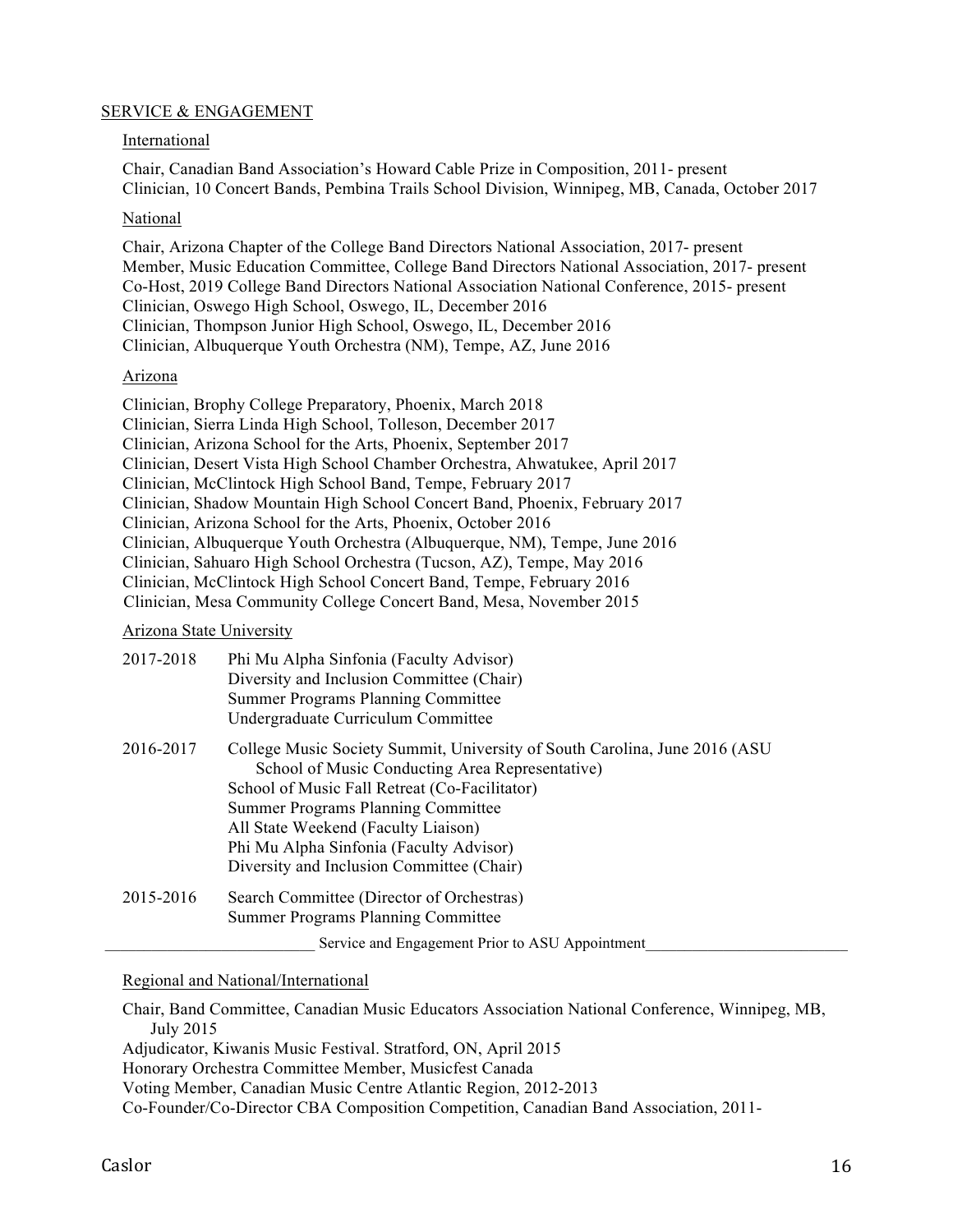## SERVICE & ENGAGEMENT

### International

Chair, Canadian Band Association's Howard Cable Prize in Composition, 2011- present
Clinician, 10 Concert Bands, Pembina Trails School Division, Winnipeg, MB, Canada, October 2017

### National

Chair, Arizona Chapter of the College Band Directors National Association, 2017- present
Member, Music Education Committee, College Band Directors National Association, 2017- present
Co-Host, 2019 College Band Directors National Association National Conference, 2015- present
Clinician, Oswego High School, Oswego, IL, December 2016
Clinician, Thompson Junior High School, Oswego, IL, December 2016
Clinician, Albuquerque Youth Orchestra (NM), Tempe, AZ, June 2016

### Arizona

Clinician, Brophy College Preparatory, Phoenix, March 2018
Clinician, Sierra Linda High School, Tolleson, December 2017
Clinician, Arizona School for the Arts, Phoenix, September 2017
Clinician, Desert Vista High School Chamber Orchestra, Ahwatukee, April 2017
Clinician, McClintock High School Band, Tempe, February 2017
Clinician, Shadow Mountain High School Concert Band, Phoenix, February 2017
Clinician, Arizona School for the Arts, Phoenix, October 2016
Clinician, Albuquerque Youth Orchestra (Albuquerque, NM), Tempe, June 2016
Clinician, Sahuaro High School Orchestra (Tucson, AZ), Tempe, May 2016
Clinician, McClintock High School Concert Band, Tempe, February 2016
Clinician, Mesa Community College Concert Band, Mesa, November 2015

### Arizona State University

2017-2018
- Phi Mu Alpha Sinfonia (Faculty Advisor)
- Diversity and Inclusion Committee (Chair)
- Summer Programs Planning Committee
- Undergraduate Curriculum Committee

2016-2017
- College Music Society Summit, University of South Carolina, June 2016 (ASU School of Music Conducting Area Representative)
- School of Music Fall Retreat (Co-Facilitator)
- Summer Programs Planning Committee
- All State Weekend (Faculty Liaison)
- Phi Mu Alpha Sinfonia (Faculty Advisor)
- Diversity and Inclusion Committee (Chair)

2015-2016
- Search Committee (Director of Orchestras)
- Summer Programs Planning Committee

---

Service and Engagement Prior to ASU Appointment

---

### Regional and National/International

Chair, Band Committee, Canadian Music Educators Association National Conference, Winnipeg, MB, July 2015
Adjudicator, Kiwanis Music Festival. Stratford, ON, April 2015
Honorary Orchestra Committee Member, Musicfest Canada
Voting Member, Canadian Music Centre Atlantic Region, 2012-2013
Co-Founder/Co-Director CBA Composition Competition, Canadian Band Association, 2011-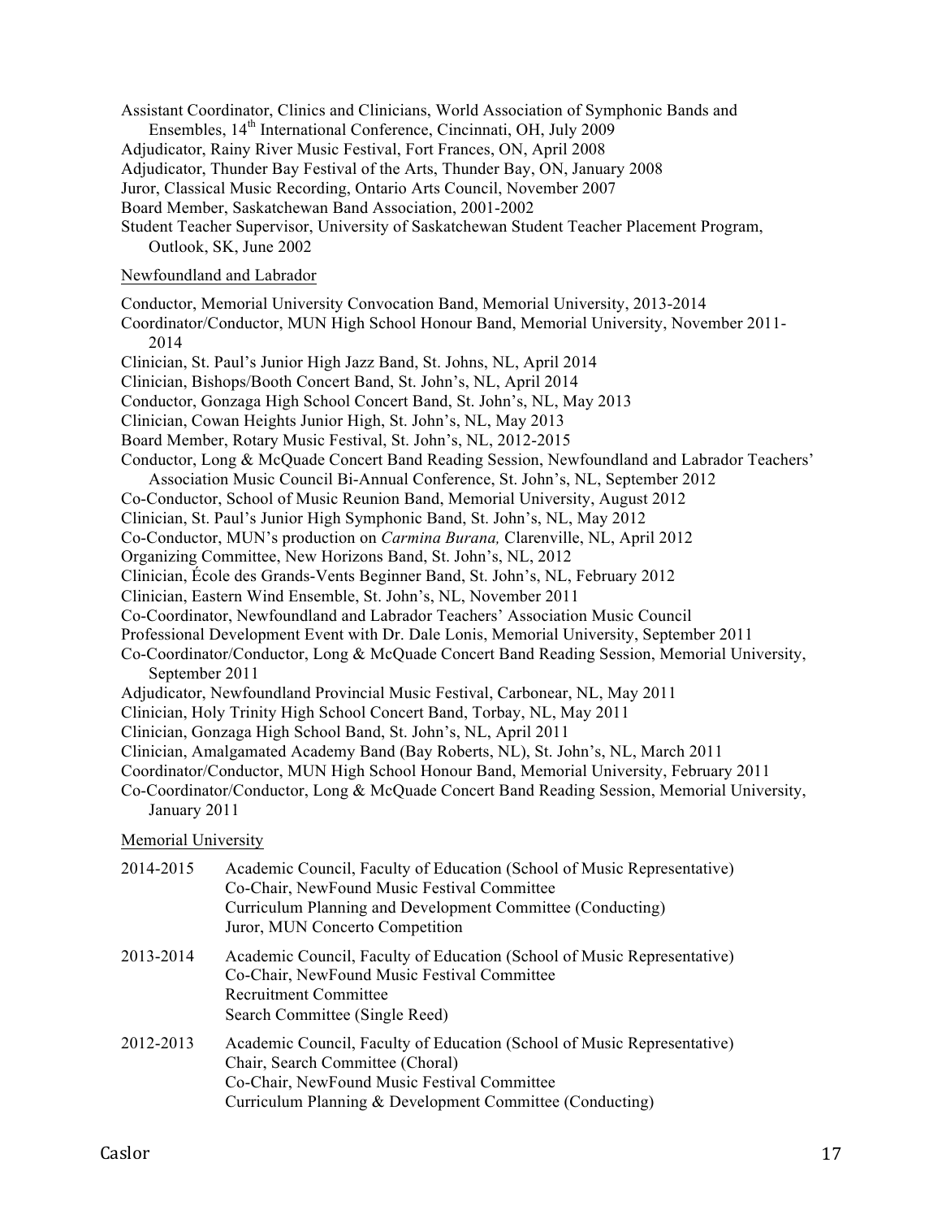Assistant Coordinator, Clinics and Clinicians, World Association of Symphonic Bands and Ensembles, 14th International Conference, Cincinnati, OH, July 2009
Adjudicator, Rainy River Music Festival, Fort Frances, ON, April 2008
Adjudicator, Thunder Bay Festival of the Arts, Thunder Bay, ON, January 2008
Juror, Classical Music Recording, Ontario Arts Council, November 2007
Board Member, Saskatchewan Band Association, 2001-2002
Student Teacher Supervisor, University of Saskatchewan Student Teacher Placement Program, Outlook, SK, June 2002

Newfoundland and Labrador

Conductor, Memorial University Convocation Band, Memorial University, 2013-2014
Coordinator/Conductor, MUN High School Honour Band, Memorial University, November 2011-2014
Clinician, St. Paul's Junior High Jazz Band, St. Johns, NL, April 2014
Clinician, Bishops/Booth Concert Band, St. John's, NL, April 2014
Conductor, Gonzaga High School Concert Band, St. John's, NL, May 2013
Clinician, Cowan Heights Junior High, St. John's, NL, May 2013
Board Member, Rotary Music Festival, St. John's, NL, 2012-2015
Conductor, Long & McQuade Concert Band Reading Session, Newfoundland and Labrador Teachers' Association Music Council Bi-Annual Conference, St. John's, NL, September 2012
Co-Conductor, School of Music Reunion Band, Memorial University, August 2012
Clinician, St. Paul's Junior High Symphonic Band, St. John's, NL, May 2012
Co-Conductor, MUN's production on *Carmina Burana,* Clarenville, NL, April 2012
Organizing Committee, New Horizons Band, St. John's, NL, 2012
Clinician, École des Grands-Vents Beginner Band, St. John's, NL, February 2012
Clinician, Eastern Wind Ensemble, St. John's, NL, November 2011
Co-Coordinator, Newfoundland and Labrador Teachers' Association Music Council
Professional Development Event with Dr. Dale Lonis, Memorial University, September 2011
Co-Coordinator/Conductor, Long & McQuade Concert Band Reading Session, Memorial University, September 2011
Adjudicator, Newfoundland Provincial Music Festival, Carbonear, NL, May 2011
Clinician, Holy Trinity High School Concert Band, Torbay, NL, May 2011
Clinician, Gonzaga High School Band, St. John's, NL, April 2011
Clinician, Amalgamated Academy Band (Bay Roberts, NL), St. John's, NL, March 2011
Coordinator/Conductor, MUN High School Honour Band, Memorial University, February 2011
Co-Coordinator/Conductor, Long & McQuade Concert Band Reading Session, Memorial University, January 2011

Memorial University

2014-2015
- Academic Council, Faculty of Education (School of Music Representative)
- Co-Chair, NewFound Music Festival Committee
- Curriculum Planning and Development Committee (Conducting)
- Juror, MUN Concerto Competition

2013-2014
- Academic Council, Faculty of Education (School of Music Representative)
- Co-Chair, NewFound Music Festival Committee
- Recruitment Committee
- Search Committee (Single Reed)

2012-2013
- Academic Council, Faculty of Education (School of Music Representative)
- Chair, Search Committee (Choral)
- Co-Chair, NewFound Music Festival Committee
- Curriculum Planning & Development Committee (Conducting)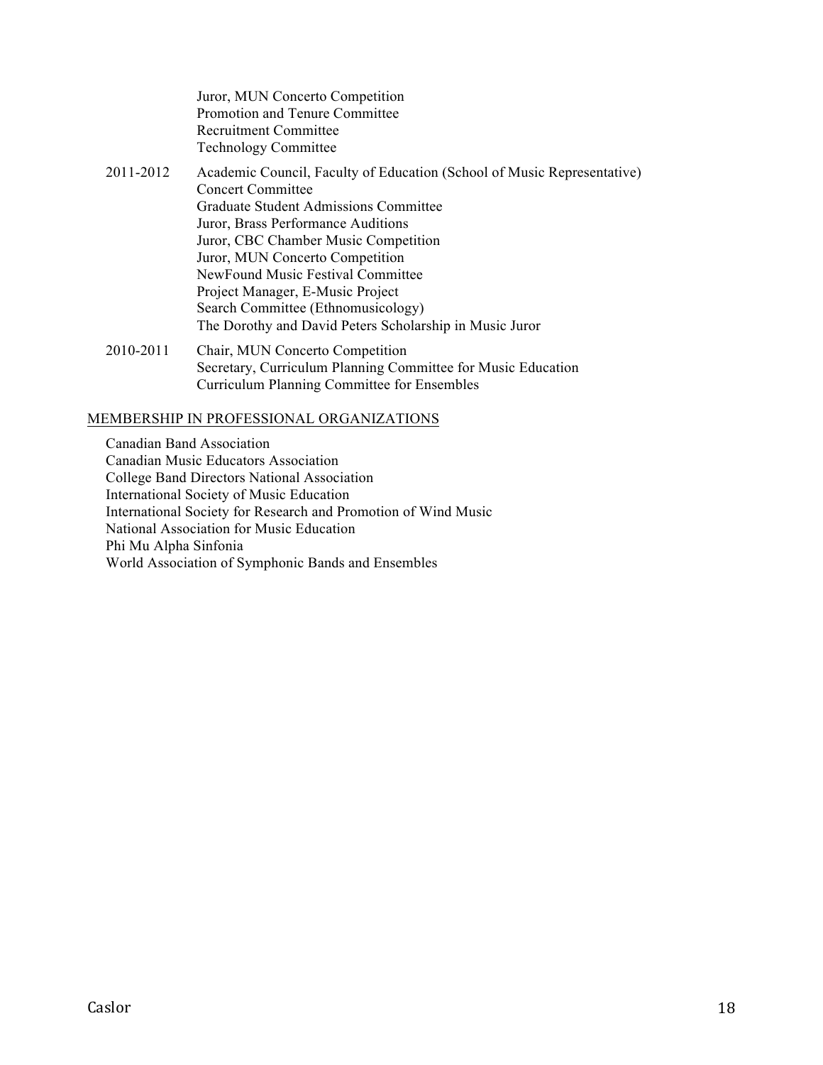Juror, MUN Concerto Competition
Promotion and Tenure Committee
Recruitment Committee
Technology Committee

2011-2012 Academic Council, Faculty of Education (School of Music Representative)
Concert Committee
Graduate Student Admissions Committee
Juror, Brass Performance Auditions
Juror, CBC Chamber Music Competition
Juror, MUN Concerto Competition
NewFound Music Festival Committee
Project Manager, E-Music Project
Search Committee (Ethnomusicology)
The Dorothy and David Peters Scholarship in Music Juror

2010-2011 Chair, MUN Concerto Competition
Secretary, Curriculum Planning Committee for Music Education
Curriculum Planning Committee for Ensembles

## MEMBERSHIP IN PROFESSIONAL ORGANIZATIONS

Canadian Band Association
Canadian Music Educators Association
College Band Directors National Association
International Society of Music Education
International Society for Research and Promotion of Wind Music
National Association for Music Education
Phi Mu Alpha Sinfonia
World Association of Symphonic Bands and Ensembles